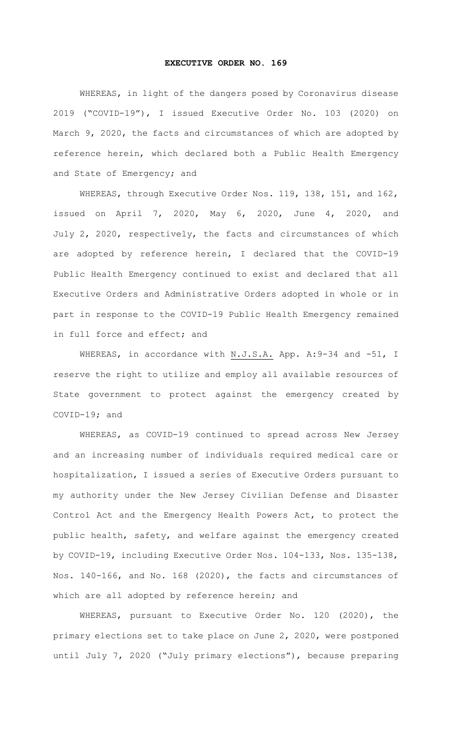# EXECUTIVE ORDER NO. 169

WHEREAS, in light of the dangers posed by Coronavirus disease 2019 ("COVID-19"), I issued Executive Order No. 103 (2020) on March 9, 2020, the facts and circumstances of which are adopted by reference herein, which declared both a Public Health Emergency and State of Emergency; and

WHEREAS, through Executive Order Nos. 119, 138, 151, and 162, issued on April 7, 2020, May 6, 2020, June 4, 2020, and July 2, 2020, respectively, the facts and circumstances of which are adopted by reference herein, I declared that the COVID-19 Public Health Emergency continued to exist and declared that all Executive Orders and Administrative Orders adopted in whole or in part in response to the COVID-19 Public Health Emergency remained in full force and effect; and

WHEREAS, in accordance with N.J.S.A. App. A:9-34 and -51, I reserve the right to utilize and employ all available resources of State government to protect against the emergency created by COVID-19; and

WHEREAS, as COVID-19 continued to spread across New Jersey and an increasing number of individuals required medical care or hospitalization, I issued a series of Executive Orders pursuant to my authority under the New Jersey Civilian Defense and Disaster Control Act and the Emergency Health Powers Act, to protect the public health, safety, and welfare against the emergency created by COVID-19, including Executive Order Nos. 104-133, Nos. 135-138, Nos. 140-166, and No. 168 (2020), the facts and circumstances of which are all adopted by reference herein; and

WHEREAS, pursuant to Executive Order No. 120 (2020), the primary elections set to take place on June 2, 2020, were postponed until July 7, 2020 ("July primary elections"), because preparing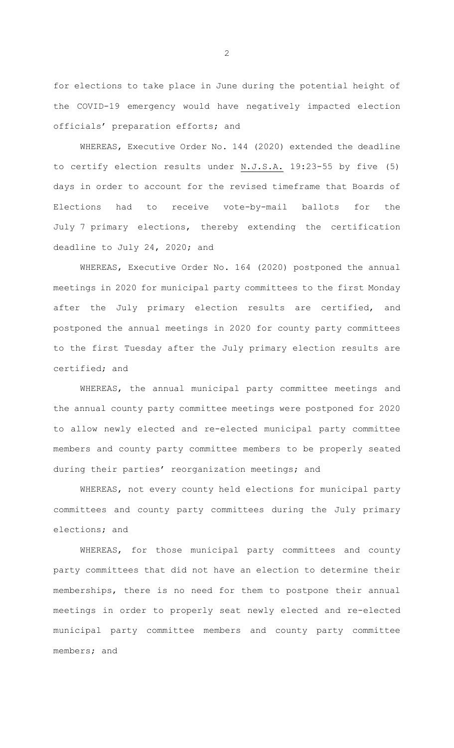for elections to take place in June during the potential height of the COVID-19 emergency would have negatively impacted election officials' preparation efforts; and

WHEREAS, Executive Order No. 144 (2020) extended the deadline to certify election results under N.J.S.A. 19:23-55 by five (5) days in order to account for the revised timeframe that Boards of Elections had to receive vote-by-mail ballots for the July 7 primary elections, thereby extending the certification deadline to July 24, 2020; and

WHEREAS, Executive Order No. 164 (2020) postponed the annual meetings in 2020 for municipal party committees to the first Monday after the July primary election results are certified, and postponed the annual meetings in 2020 for county party committees to the first Tuesday after the July primary election results are certified; and

WHEREAS, the annual municipal party committee meetings and the annual county party committee meetings were postponed for 2020 to allow newly elected and re-elected municipal party committee members and county party committee members to be properly seated during their parties' reorganization meetings; and

WHEREAS, not every county held elections for municipal party committees and county party committees during the July primary elections; and

WHEREAS, for those municipal party committees and county party committees that did not have an election to determine their memberships, there is no need for them to postpone their annual meetings in order to properly seat newly elected and re-elected municipal party committee members and county party committee members; and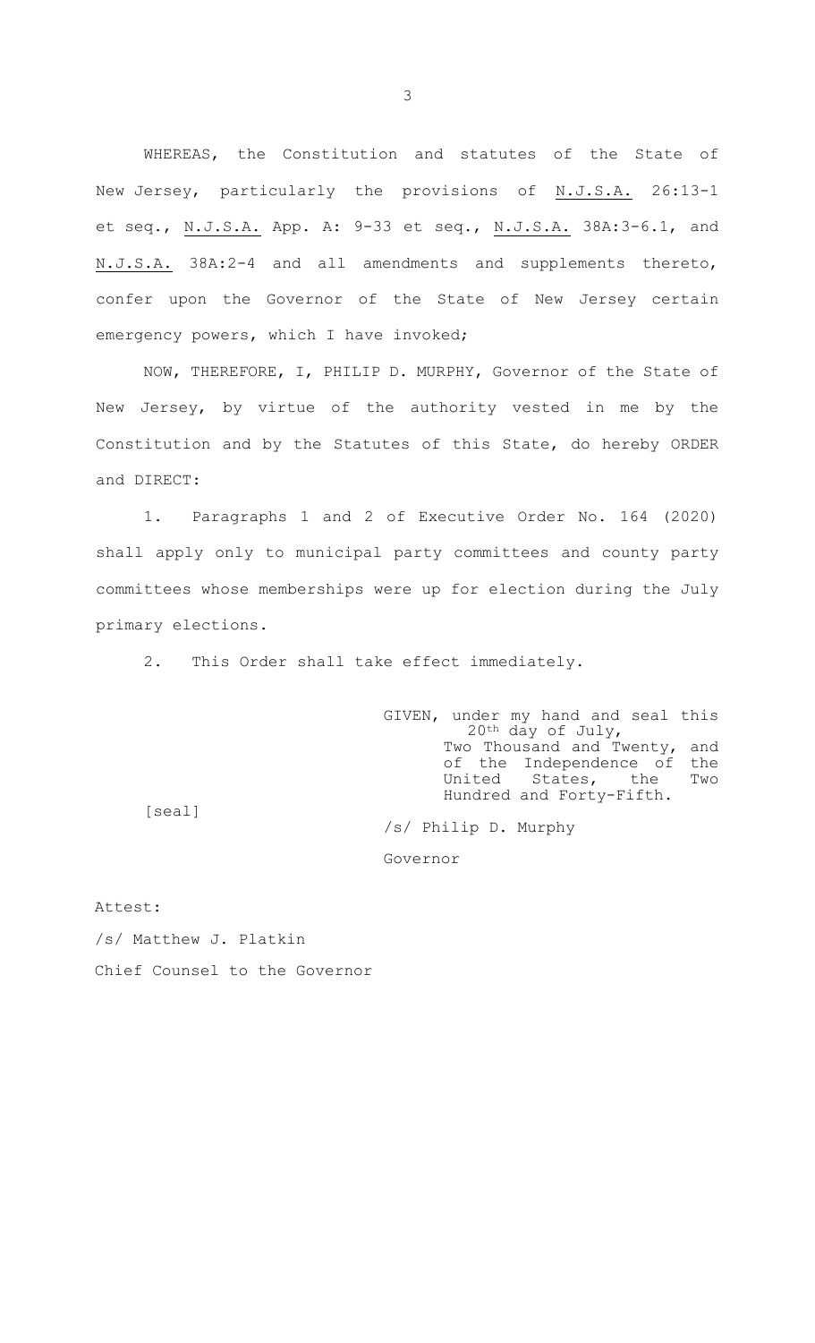WHEREAS, the Constitution and statutes of the State of New Jersey, particularly the provisions of N.J.S.A. 26:13-1 et seq., N.J.S.A. App. A: 9-33 et seq., N.J.S.A. 38A:3-6.1, and N.J.S.A. 38A:2-4 and all amendments and supplements thereto, confer upon the Governor of the State of New Jersey certain emergency powers, which I have invoked;

NOW, THEREFORE, I, PHILIP D. MURPHY, Governor of the State of New Jersey, by virtue of the authority vested in me by the Constitution and by the Statutes of this State, do hereby ORDER and DIRECT:

1. Paragraphs 1 and 2 of Executive Order No. 164 (2020) shall apply only to municipal party committees and county party committees whose memberships were up for election during the July primary elections.

2. This Order shall take effect immediately.

GIVEN, under my hand and seal this 20th day of July, Two Thousand and Twenty, and of the Independence of the United States, the Two Hundred and Forty-Fifth.

[seal]

/s/ Philip D. Murphy

Governor

Attest:

/s/ Matthew J. Platkin

Chief Counsel to the Governor